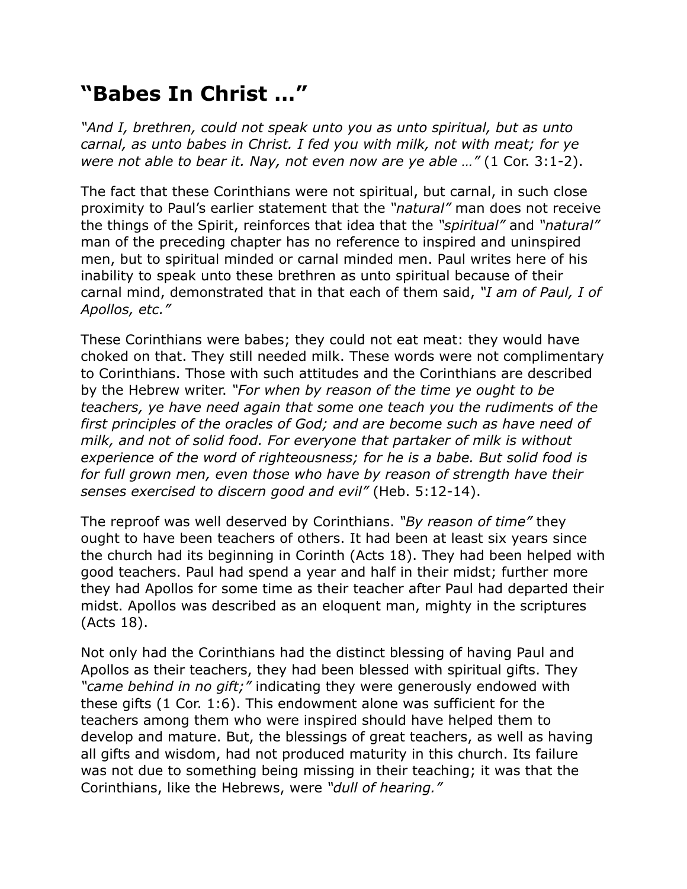# "Babes In Christ …"

*"And I, brethren, could not speak unto you as unto spiritual, but as unto carnal, as unto babes in Christ. I fed you with milk, not with meat; for ye were not able to bear it. Nay, not even now are ye able …"* (1 Cor. 3:1-2).

The fact that these Corinthians were not spiritual, but carnal, in such close proximity to Paul's earlier statement that the *"natural"* man does not receive the things of the Spirit, reinforces that idea that the *"spiritual"* and *"natural"* man of the preceding chapter has no reference to inspired and uninspired men, but to spiritual minded or carnal minded men. Paul writes here of his inability to speak unto these brethren as unto spiritual because of their carnal mind, demonstrated that in that each of them said, *"I am of Paul, I of Apollos, etc."*

These Corinthians were babes; they could not eat meat: they would have choked on that. They still needed milk. These words were not complimentary to Corinthians. Those with such attitudes and the Corinthians are described by the Hebrew writer. *"For when by reason of the time ye ought to be teachers, ye have need again that some one teach you the rudiments of the first principles of the oracles of God; and are become such as have need of milk, and not of solid food. For everyone that partaker of milk is without experience of the word of righteousness; for he is a babe. But solid food is for full grown men, even those who have by reason of strength have their senses exercised to discern good and evil"* (Heb. 5:12-14).

The reproof was well deserved by Corinthians. *"By reason of time"* they ought to have been teachers of others. It had been at least six years since the church had its beginning in Corinth (Acts 18). They had been helped with good teachers. Paul had spend a year and half in their midst; further more they had Apollos for some time as their teacher after Paul had departed their midst. Apollos was described as an eloquent man, mighty in the scriptures (Acts 18).

Not only had the Corinthians had the distinct blessing of having Paul and Apollos as their teachers, they had been blessed with spiritual gifts. They *"came behind in no gift;"* indicating they were generously endowed with these gifts (1 Cor. 1:6). This endowment alone was sufficient for the teachers among them who were inspired should have helped them to develop and mature. But, the blessings of great teachers, as well as having all gifts and wisdom, had not produced maturity in this church. Its failure was not due to something being missing in their teaching; it was that the Corinthians, like the Hebrews, were *"dull of hearing."*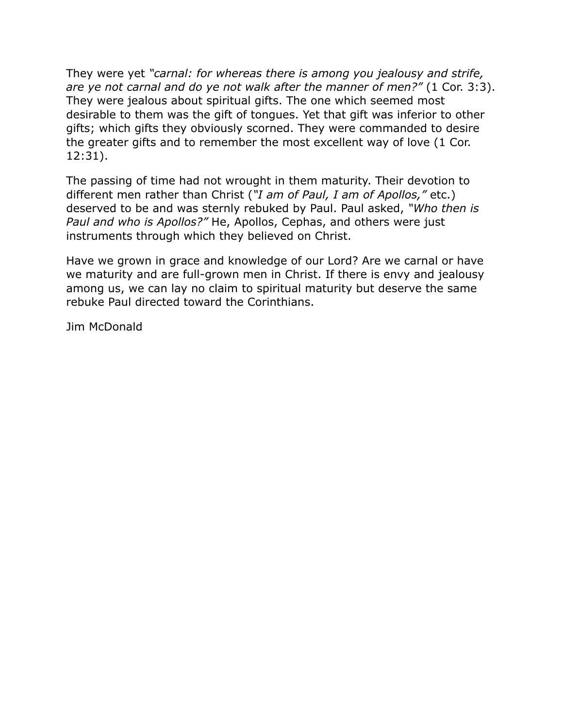They were yet *"carnal: for whereas there is among you jealousy and strife, are ye not carnal and do ye not walk after the manner of men?"* (1 Cor. 3:3). They were jealous about spiritual gifts. The one which seemed most desirable to them was the gift of tongues. Yet that gift was inferior to other gifts; which gifts they obviously scorned. They were commanded to desire the greater gifts and to remember the most excellent way of love (1 Cor. 12:31).

The passing of time had not wrought in them maturity. Their devotion to different men rather than Christ (*"I am of Paul, I am of Apollos,"* etc.) deserved to be and was sternly rebuked by Paul. Paul asked, *"Who then is Paul and who is Apollos?"* He, Apollos, Cephas, and others were just instruments through which they believed on Christ.

Have we grown in grace and knowledge of our Lord? Are we carnal or have we maturity and are full-grown men in Christ. If there is envy and jealousy among us, we can lay no claim to spiritual maturity but deserve the same rebuke Paul directed toward the Corinthians.

Jim McDonald